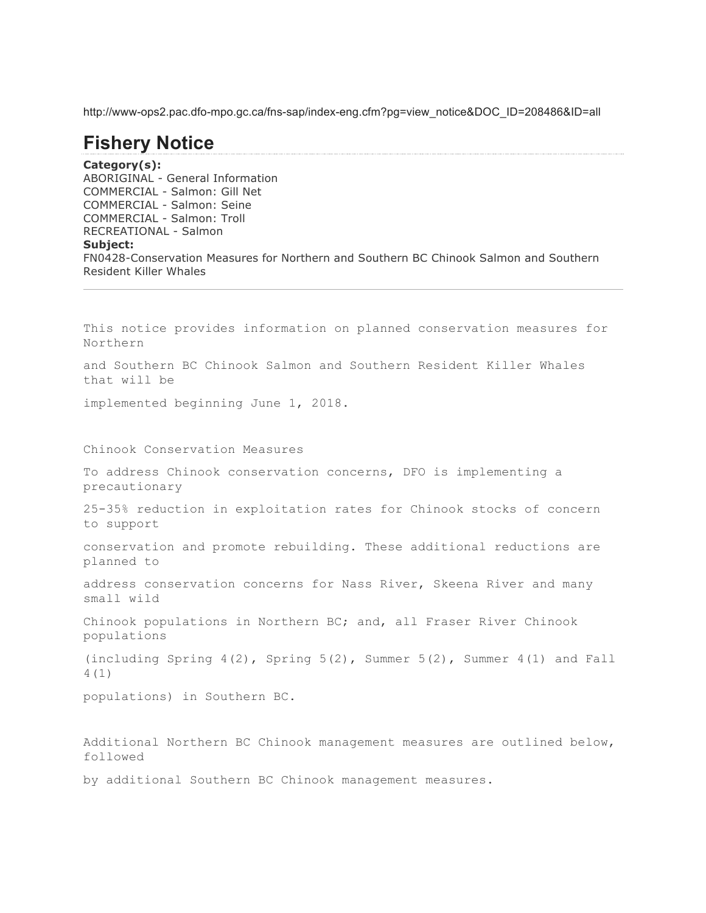http://www-ops2.pac.dfo-mpo.gc.ca/fns-sap/index-eng.cfm?pg=view_notice&DOC_ID=208486&ID=all

# Fishery Notice

**Category(s):**
ABORIGINAL - General Information
COMMERCIAL - Salmon: Gill Net
COMMERCIAL - Salmon: Seine
COMMERCIAL - Salmon: Troll
RECREATIONAL - Salmon

**Subject:**
FN0428-Conservation Measures for Northern and Southern BC Chinook Salmon and Southern Resident Killer Whales

---

This notice provides information on planned conservation measures for Northern and Southern BC Chinook Salmon and Southern Resident Killer Whales that will be implemented beginning June 1, 2018.

Chinook Conservation Measures

To address Chinook conservation concerns, DFO is implementing a precautionary 25-35% reduction in exploitation rates for Chinook stocks of concern to support conservation and promote rebuilding. These additional reductions are planned to address conservation concerns for Nass River, Skeena River and many small wild Chinook populations in Northern BC; and, all Fraser River Chinook populations (including Spring 4(2), Spring 5(2), Summer 5(2), Summer 4(1) and Fall 4(1) populations) in Southern BC.

Additional Northern BC Chinook management measures are outlined below, followed by additional Southern BC Chinook management measures.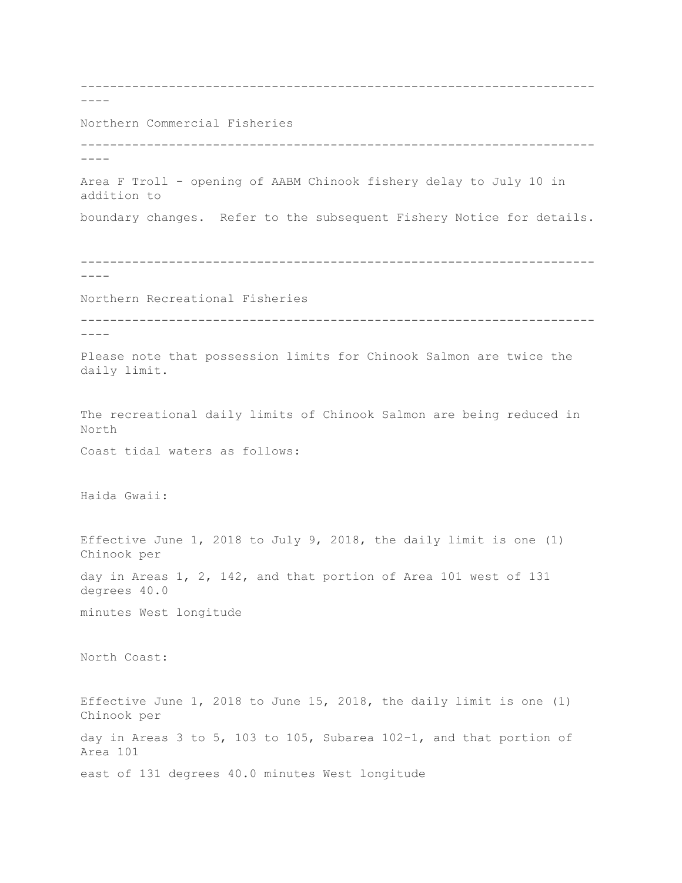---

## Northern Commercial Fisheries

---

Area F Troll - opening of AABM Chinook fishery delay to July 10 in addition to boundary changes. Refer to the subsequent Fishery Notice for details.

---

## Northern Recreational Fisheries

---

Please note that possession limits for Chinook Salmon are twice the daily limit.

The recreational daily limits of Chinook Salmon are being reduced in North Coast tidal waters as follows:

Haida Gwaii:

Effective June 1, 2018 to July 9, 2018, the daily limit is one (1) Chinook per day in Areas 1, 2, 142, and that portion of Area 101 west of 131 degrees 40.0 minutes West longitude

North Coast:

Effective June 1, 2018 to June 15, 2018, the daily limit is one (1) Chinook per day in Areas 3 to 5, 103 to 105, Subarea 102-1, and that portion of Area 101 east of 131 degrees 40.0 minutes West longitude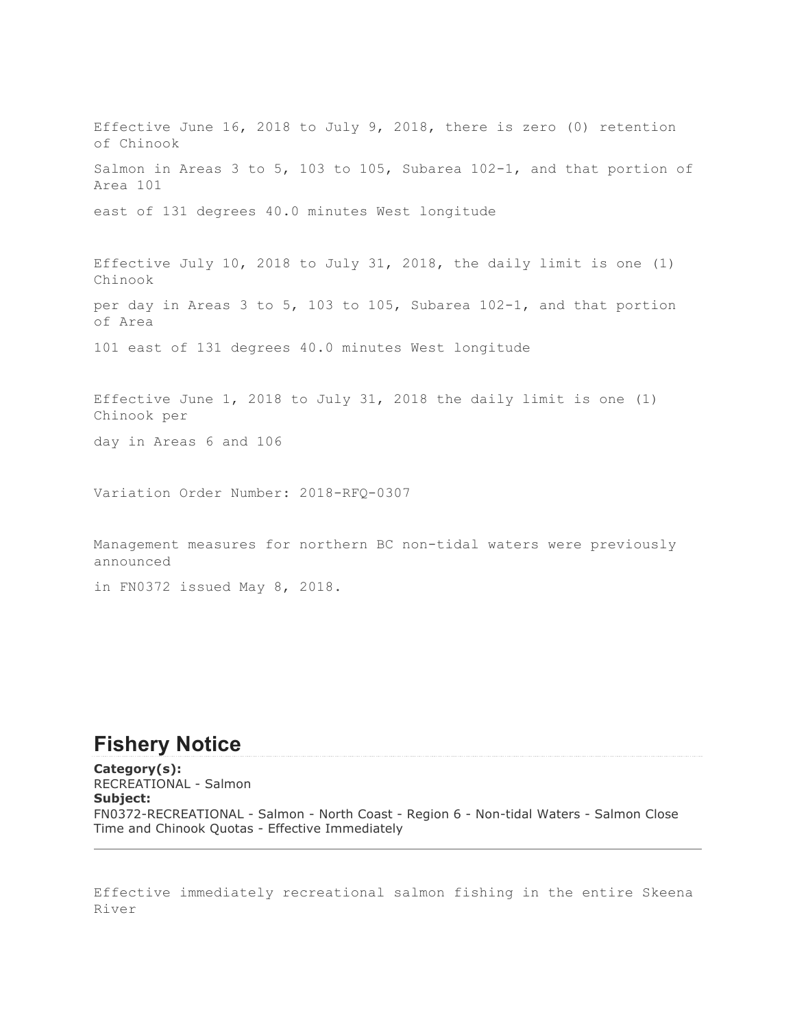Effective June 16, 2018 to July 9, 2018, there is zero (0) retention of Chinook

Salmon in Areas 3 to 5, 103 to 105, Subarea 102-1, and that portion of Area 101

east of 131 degrees 40.0 minutes West longitude

Effective July 10, 2018 to July 31, 2018, the daily limit is one (1) Chinook

per day in Areas 3 to 5, 103 to 105, Subarea 102-1, and that portion of Area

101 east of 131 degrees 40.0 minutes West longitude

Effective June 1, 2018 to July 31, 2018 the daily limit is one (1) Chinook per

day in Areas 6 and 106

Variation Order Number: 2018-RFQ-0307

Management measures for northern BC non-tidal waters were previously announced

in FN0372 issued May 8, 2018.

## Fishery Notice

**Category(s):**
RECREATIONAL - Salmon
**Subject:**
FN0372-RECREATIONAL - Salmon - North Coast - Region 6 - Non-tidal Waters - Salmon Close Time and Chinook Quotas - Effective Immediately

---

Effective immediately recreational salmon fishing in the entire Skeena River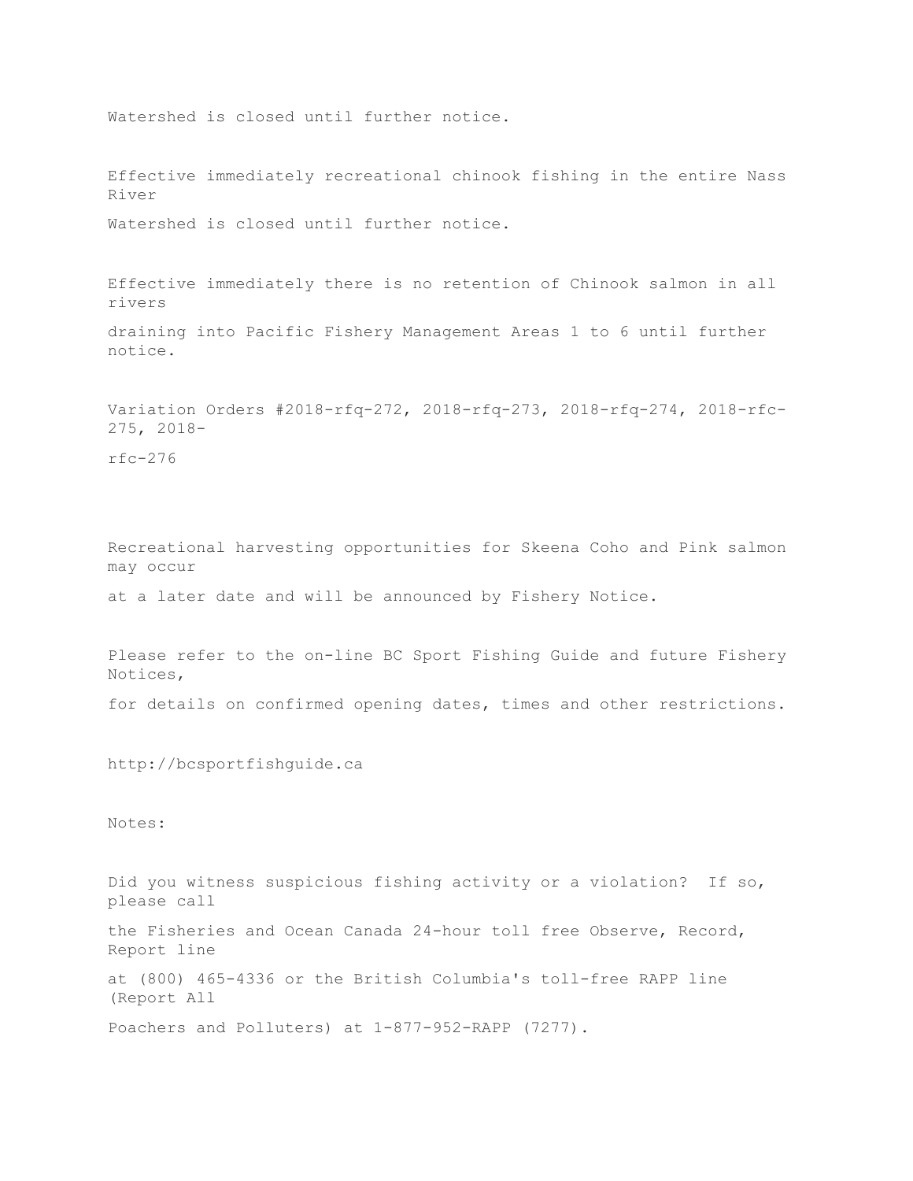Watershed is closed until further notice.

Effective immediately recreational chinook fishing in the entire Nass River Watershed is closed until further notice.

Effective immediately there is no retention of Chinook salmon in all rivers draining into Pacific Fishery Management Areas 1 to 6 until further notice.

Variation Orders #2018-rfq-272, 2018-rfq-273, 2018-rfq-274, 2018-rfc-275, 2018-rfc-276

Recreational harvesting opportunities for Skeena Coho and Pink salmon may occur at a later date and will be announced by Fishery Notice.

Please refer to the on-line BC Sport Fishing Guide and future Fishery Notices, for details on confirmed opening dates, times and other restrictions.

http://bcsportfishguide.ca

Notes:

Did you witness suspicious fishing activity or a violation? If so, please call the Fisheries and Ocean Canada 24-hour toll free Observe, Record, Report line at (800) 465-4336 or the British Columbia's toll-free RAPP line (Report All Poachers and Polluters) at 1-877-952-RAPP (7277).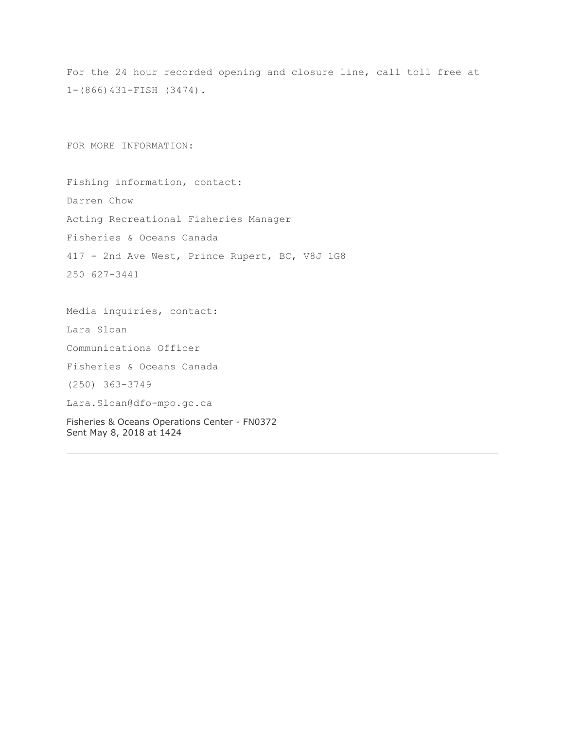For the 24 hour recorded opening and closure line, call toll free at 1-(866)431-FISH (3474).

FOR MORE INFORMATION:

Fishing information, contact:
Darren Chow
Acting Recreational Fisheries Manager
Fisheries & Oceans Canada
417 - 2nd Ave West, Prince Rupert, BC, V8J 1G8
250 627-3441

Media inquiries, contact:
Lara Sloan
Communications Officer
Fisheries & Oceans Canada
(250) 363-3749
Lara.Sloan@dfo-mpo.gc.ca

Fisheries & Oceans Operations Center - FN0372
Sent May 8, 2018 at 1424